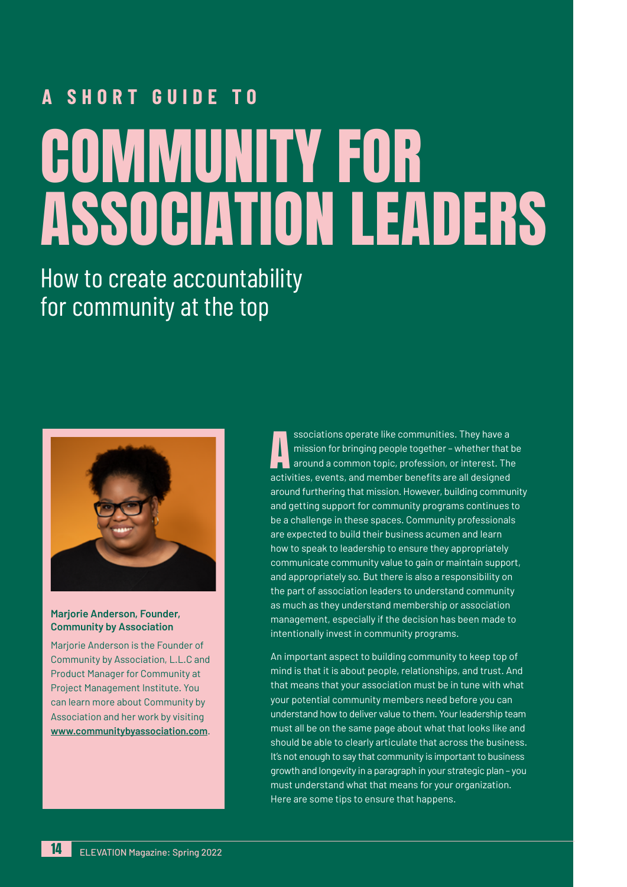### A SHORT GUIDE TO

# COMMUNITY FOR ASSOCIATION LEADERS

## How to create accountability for community at the top

**Marjorie Anderson, Founder, Community by Association**

Marjorie Anderson is the Founder of Community by Association, L.L.C and Product Manager for Community at Project Management Institute. You can learn more about Community by Association and her work by visiting **www.communitybyassociation.com**.

Associations operate like communities. They have a mission for bringing people together – whether that be around a common topic, profession, or interest. The activities, events, and member benefits are all designed around furthering that mission. However, building community and getting support for community programs continues to be a challenge in these spaces. Community professionals are expected to build their business acumen and learn how to speak to leadership to ensure they appropriately communicate community value to gain or maintain support, and appropriately so. But there is also a responsibility on the part of association leaders to understand community as much as they understand membership or association management, especially if the decision has been made to intentionally invest in community programs.

An important aspect to building community to keep top of mind is that it is about people, relationships, and trust. And that means that your association must be in tune with what your potential community members need before you can understand how to deliver value to them. Your leadership team must all be on the same page about what that looks like and should be able to clearly articulate that across the business. It's not enough to say that community is important to business growth and longevity in a paragraph in your strategic plan – you must understand what that means for your organization. Here are some tips to ensure that happens.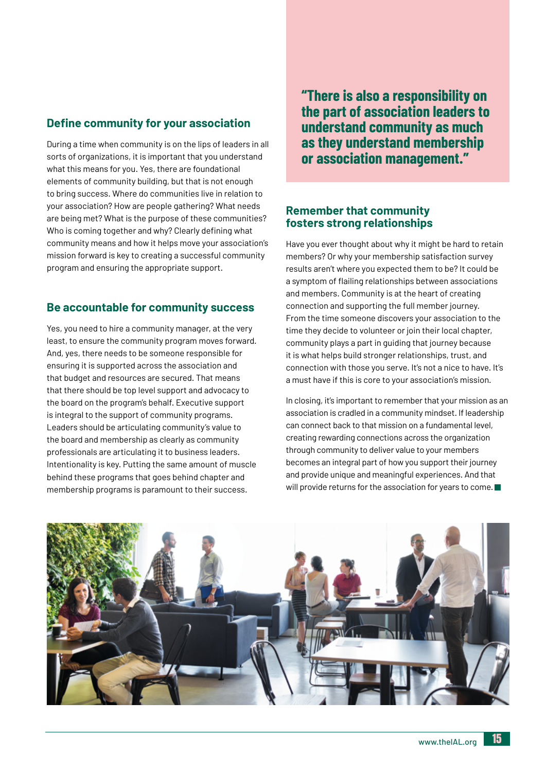## Define community for your association

During a time when community is on the lips of leaders in all sorts of organizations, it is important that you understand what this means for you. Yes, there are foundational elements of community building, but that is not enough to bring success. Where do communities live in relation to your association? How are people gathering? What needs are being met? What is the purpose of these communities? Who is coming together and why? Clearly defining what community means and how it helps move your association's mission forward is key to creating a successful community program and ensuring the appropriate support.

## Be accountable for community success

Yes, you need to hire a community manager, at the very least, to ensure the community program moves forward. And, yes, there needs to be someone responsible for ensuring it is supported across the association and that budget and resources are secured. That means that there should be top level support and advocacy to the board on the program's behalf. Executive support is integral to the support of community programs. Leaders should be articulating community's value to the board and membership as clearly as community professionals are articulating it to business leaders. Intentionality is key. Putting the same amount of muscle behind these programs that goes behind chapter and membership programs is paramount to their success.

> **"There is also a responsibility on the part of association leaders to understand community as much as they understand membership or association management."**

## Remember that community fosters strong relationships

Have you ever thought about why it might be hard to retain members? Or why your membership satisfaction survey results aren't where you expected them to be? It could be a symptom of flailing relationships between associations and members. Community is at the heart of creating connection and supporting the full member journey. From the time someone discovers your association to the time they decide to volunteer or join their local chapter, community plays a part in guiding that journey because it is what helps build stronger relationships, trust, and connection with those you serve. It's not a nice to have. It's a must have if this is core to your association's mission.

In closing, it's important to remember that your mission as an association is cradled in a community mindset. If leadership can connect back to that mission on a fundamental level, creating rewarding connections across the organization through community to deliver value to your members becomes an integral part of how you support their journey and provide unique and meaningful experiences. And that will provide returns for the association for years to come. ■